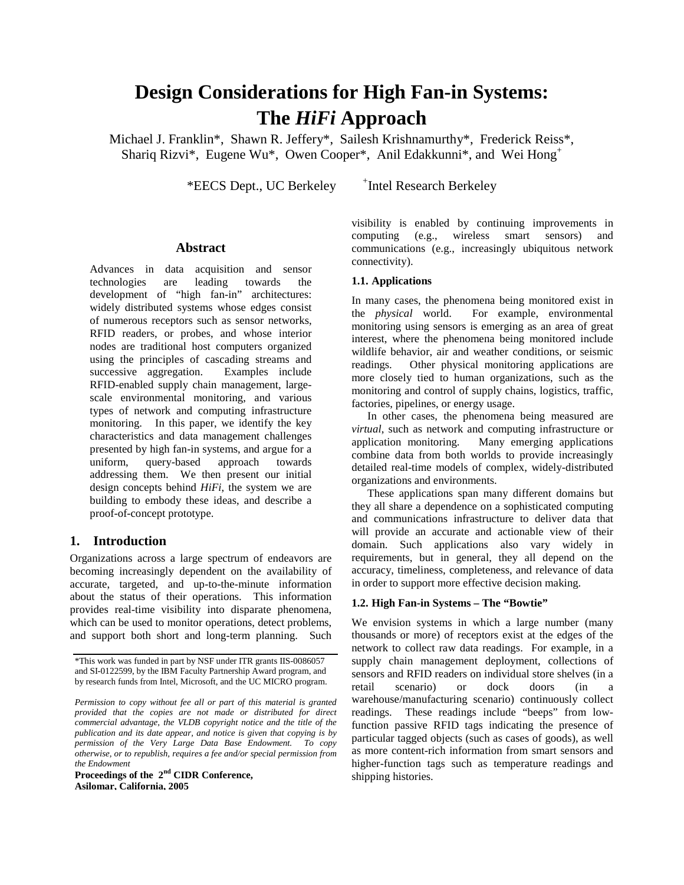# Design Considerations for High Fan-in Systems: The *HiFi* Approach

Michael J. Franklin\*, Shawn R. Jeffery\*, Sailesh Krishnamurthy\*, Frederick Reiss\*, Shariq Rizvi\*, Eugene Wu\*, Owen Cooper\*, Anil Edakkunni\*, and Wei Hong[+]

\*EECS Dept., UC Berkeley [+]Intel Research Berkeley

## Abstract

Advances in data acquisition and sensor technologies are leading towards the development of "high fan-in" architectures: widely distributed systems whose edges consist of numerous receptors such as sensor networks, RFID readers, or probes, and whose interior nodes are traditional host computers organized using the principles of cascading streams and successive aggregation. Examples include RFID-enabled supply chain management, large-scale environmental monitoring, and various types of network and computing infrastructure monitoring. In this paper, we identify the key characteristics and data management challenges presented by high fan-in systems, and argue for a uniform, query-based approach towards addressing them. We then present our initial design concepts behind *HiFi*, the system we are building to embody these ideas, and describe a proof-of-concept prototype.

## 1. Introduction

Organizations across a large spectrum of endeavors are becoming increasingly dependent on the availability of accurate, targeted, and up-to-the-minute information about the status of their operations. This information provides real-time visibility into disparate phenomena, which can be used to monitor operations, detect problems, and support both short and long-term planning. Such visibility is enabled by continuing improvements in computing (e.g., wireless smart sensors) and communications (e.g., increasingly ubiquitous network connectivity).

\*This work was funded in part by NSF under ITR grants IIS-0086057 and SI-0122599, by the IBM Faculty Partnership Award program, and by research funds from Intel, Microsoft, and the UC MICRO program.

*Permission to copy without fee all or part of this material is granted provided that the copies are not made or distributed for direct commercial advantage, the VLDB copyright notice and the title of the publication and its date appear, and notice is given that copying is by permission of the Very Large Data Base Endowment. To copy otherwise, or to republish, requires a fee and/or special permission from the Endowment*

**Proceedings of the 2nd CIDR Conference, Asilomar, California, 2005**

### 1.1. Applications

In many cases, the phenomena being monitored exist in the *physical* world. For example, environmental monitoring using sensors is emerging as an area of great interest, where the phenomena being monitored include wildlife behavior, air and weather conditions, or seismic readings. Other physical monitoring applications are more closely tied to human organizations, such as the monitoring and control of supply chains, logistics, traffic, factories, pipelines, or energy usage.

In other cases, the phenomena being measured are *virtual*, such as network and computing infrastructure or application monitoring. Many emerging applications combine data from both worlds to provide increasingly detailed real-time models of complex, widely-distributed organizations and environments.

These applications span many different domains but they all share a dependence on a sophisticated computing and communications infrastructure to deliver data that will provide an accurate and actionable view of their domain. Such applications also vary widely in requirements, but in general, they all depend on the accuracy, timeliness, completeness, and relevance of data in order to support more effective decision making.

### 1.2. High Fan-in Systems – The "Bowtie"

We envision systems in which a large number (many thousands or more) of receptors exist at the edges of the network to collect raw data readings. For example, in a supply chain management deployment, collections of sensors and RFID readers on individual store shelves (in a retail scenario) or dock doors (in a warehouse/manufacturing scenario) continuously collect readings. These readings include "beeps" from low-function passive RFID tags indicating the presence of particular tagged objects (such as cases of goods), as well as more content-rich information from smart sensors and higher-function tags such as temperature readings and shipping histories.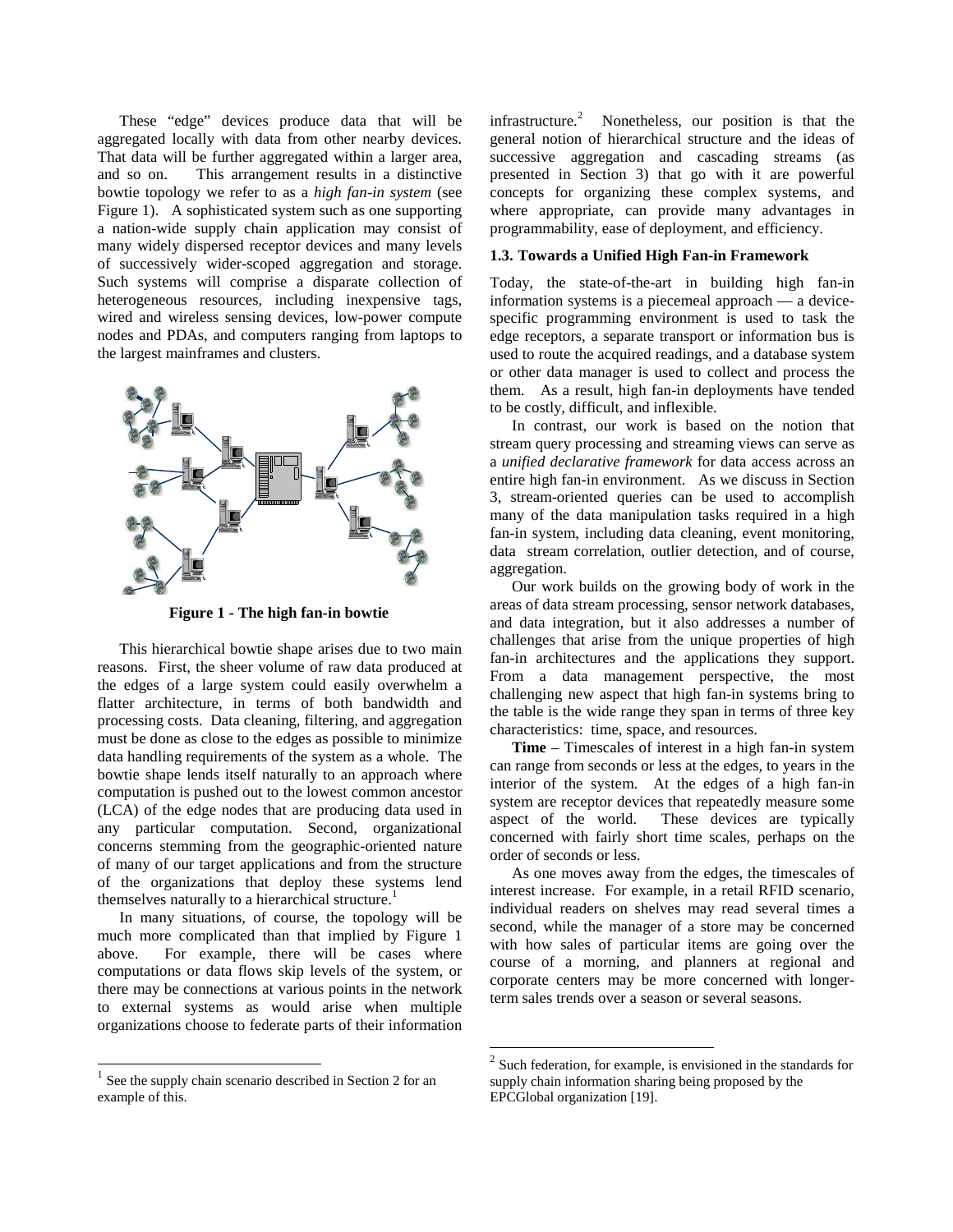These "edge" devices produce data that will be aggregated locally with data from other nearby devices. That data will be further aggregated within a larger area, and so on. This arrangement results in a distinctive bowtie topology we refer to as a *high fan-in system* (see Figure 1). A sophisticated system such as one supporting a nation-wide supply chain application may consist of many widely dispersed receptor devices and many levels of successively wider-scoped aggregation and storage. Such systems will comprise a disparate collection of heterogeneous resources, including inexpensive tags, wired and wireless sensing devices, low-power compute nodes and PDAs, and computers ranging from laptops to the largest mainframes and clusters.

**Figure 1 - The high fan-in bowtie**

This hierarchical bowtie shape arises due to two main reasons. First, the sheer volume of raw data produced at the edges of a large system could easily overwhelm a flatter architecture, in terms of both bandwidth and processing costs. Data cleaning, filtering, and aggregation must be done as close to the edges as possible to minimize data handling requirements of the system as a whole. The bowtie shape lends itself naturally to an approach where computation is pushed out to the lowest common ancestor (LCA) of the edge nodes that are producing data used in any particular computation. Second, organizational concerns stemming from the geographic-oriented nature of many of our target applications and from the structure of the organizations that deploy these systems lend themselves naturally to a hierarchical structure.[1]

In many situations, of course, the topology will be much more complicated than that implied by Figure 1 above. For example, there will be cases where computations or data flows skip levels of the system, or there may be connections at various points in the network to external systems as would arise when multiple organizations choose to federate parts of their information infrastructure.[2] Nonetheless, our position is that the general notion of hierarchical structure and the ideas of successive aggregation and cascading streams (as presented in Section 3) that go with it are powerful concepts for organizing these complex systems, and where appropriate, can provide many advantages in programmability, ease of deployment, and efficiency.

### 1.3. Towards a Unified High Fan-in Framework

Today, the state-of-the-art in building high fan-in information systems is a piecemeal approach — a device-specific programming environment is used to task the edge receptors, a separate transport or information bus is used to route the acquired readings, and a database system or other data manager is used to collect and process the them. As a result, high fan-in deployments have tended to be costly, difficult, and inflexible.

In contrast, our work is based on the notion that stream query processing and streaming views can serve as a *unified declarative framework* for data access across an entire high fan-in environment. As we discuss in Section 3, stream-oriented queries can be used to accomplish many of the data manipulation tasks required in a high fan-in system, including data cleaning, event monitoring, data stream correlation, outlier detection, and of course, aggregation.

Our work builds on the growing body of work in the areas of data stream processing, sensor network databases, and data integration, but it also addresses a number of challenges that arise from the unique properties of high fan-in architectures and the applications they support. From a data management perspective, the most challenging new aspect that high fan-in systems bring to the table is the wide range they span in terms of three key characteristics: time, space, and resources.

**Time** – Timescales of interest in a high fan-in system can range from seconds or less at the edges, to years in the interior of the system. At the edges of a high fan-in system are receptor devices that repeatedly measure some aspect of the world. These devices are typically concerned with fairly short time scales, perhaps on the order of seconds or less.

As one moves away from the edges, the timescales of interest increase. For example, in a retail RFID scenario, individual readers on shelves may read several times a second, while the manager of a store may be concerned with how sales of particular items are going over the course of a morning, and planners at regional and corporate centers may be more concerned with longer-term sales trends over a season or several seasons.

---

[1] See the supply chain scenario described in Section 2 for an example of this.

[2] Such federation, for example, is envisioned in the standards for supply chain information sharing being proposed by the EPCGlobal organization [19].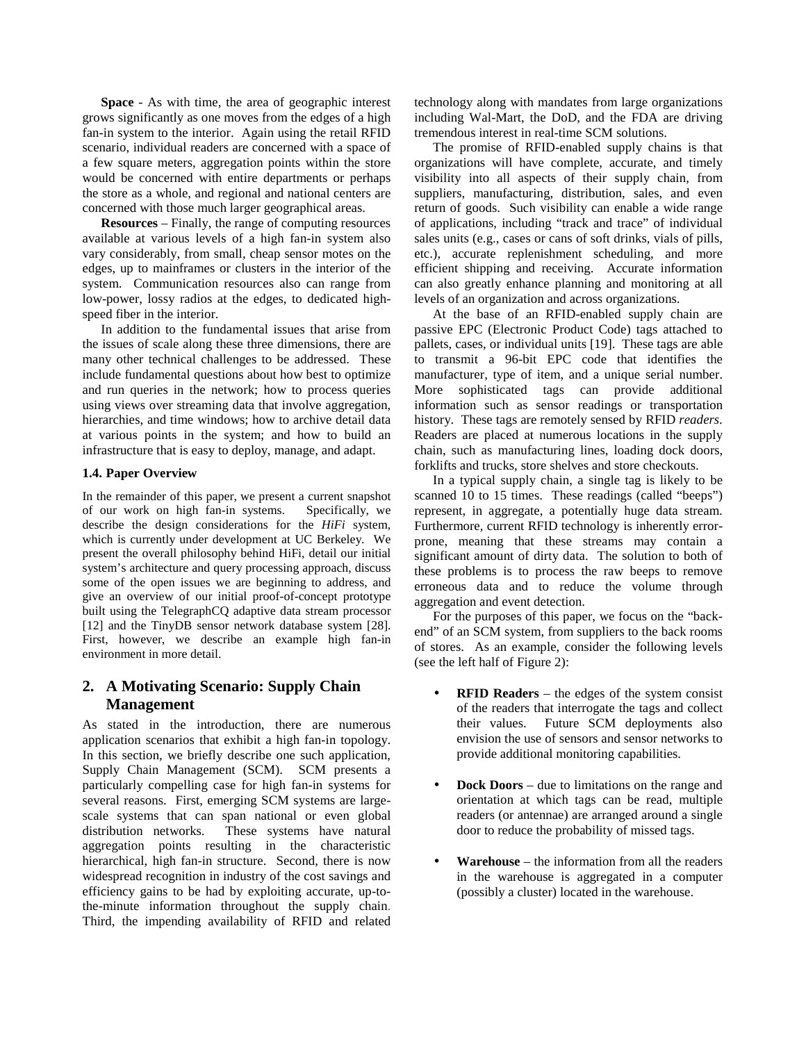**Space** - As with time, the area of geographic interest grows significantly as one moves from the edges of a high fan-in system to the interior. Again using the retail RFID scenario, individual readers are concerned with a space of a few square meters, aggregation points within the store would be concerned with entire departments or perhaps the store as a whole, and regional and national centers are concerned with those much larger geographical areas.

**Resources** – Finally, the range of computing resources available at various levels of a high fan-in system also vary considerably, from small, cheap sensor motes on the edges, up to mainframes or clusters in the interior of the system. Communication resources also can range from low-power, lossy radios at the edges, to dedicated high-speed fiber in the interior.

In addition to the fundamental issues that arise from the issues of scale along these three dimensions, there are many other technical challenges to be addressed. These include fundamental questions about how best to optimize and run queries in the network; how to process queries using views over streaming data that involve aggregation, hierarchies, and time windows; how to archive detail data at various points in the system; and how to build an infrastructure that is easy to deploy, manage, and adapt.

### 1.4. Paper Overview

In the remainder of this paper, we present a current snapshot of our work on high fan-in systems. Specifically, we describe the design considerations for the *HiFi* system, which is currently under development at UC Berkeley. We present the overall philosophy behind HiFi, detail our initial system's architecture and query processing approach, discuss some of the open issues we are beginning to address, and give an overview of our initial proof-of-concept prototype built using the TelegraphCQ adaptive data stream processor [12] and the TinyDB sensor network database system [28]. First, however, we describe an example high fan-in environment in more detail.

## 2. A Motivating Scenario: Supply Chain Management

As stated in the introduction, there are numerous application scenarios that exhibit a high fan-in topology. In this section, we briefly describe one such application, Supply Chain Management (SCM). SCM presents a particularly compelling case for high fan-in systems for several reasons. First, emerging SCM systems are large-scale systems that can span national or even global distribution networks. These systems have natural aggregation points resulting in the characteristic hierarchical, high fan-in structure. Second, there is now widespread recognition in industry of the cost savings and efficiency gains to be had by exploiting accurate, up-to-the-minute information throughout the supply chain. Third, the impending availability of RFID and related technology along with mandates from large organizations including Wal-Mart, the DoD, and the FDA are driving tremendous interest in real-time SCM solutions.

The promise of RFID-enabled supply chains is that organizations will have complete, accurate, and timely visibility into all aspects of their supply chain, from suppliers, manufacturing, distribution, sales, and even return of goods. Such visibility can enable a wide range of applications, including "track and trace" of individual sales units (e.g., cases or cans of soft drinks, vials of pills, etc.), accurate replenishment scheduling, and more efficient shipping and receiving. Accurate information can also greatly enhance planning and monitoring at all levels of an organization and across organizations.

At the base of an RFID-enabled supply chain are passive EPC (Electronic Product Code) tags attached to pallets, cases, or individual units [19]. These tags are able to transmit a 96-bit EPC code that identifies the manufacturer, type of item, and a unique serial number. More sophisticated tags can provide additional information such as sensor readings or transportation history. These tags are remotely sensed by RFID *readers*. Readers are placed at numerous locations in the supply chain, such as manufacturing lines, loading dock doors, forklifts and trucks, store shelves and store checkouts.

In a typical supply chain, a single tag is likely to be scanned 10 to 15 times. These readings (called "beeps") represent, in aggregate, a potentially huge data stream. Furthermore, current RFID technology is inherently error-prone, meaning that these streams may contain a significant amount of dirty data. The solution to both of these problems is to process the raw beeps to remove erroneous data and to reduce the volume through aggregation and event detection.

For the purposes of this paper, we focus on the "back-end" of an SCM system, from suppliers to the back rooms of stores. As an example, consider the following levels (see the left half of Figure 2):

- **RFID Readers** – the edges of the system consist of the readers that interrogate the tags and collect their values. Future SCM deployments also envision the use of sensors and sensor networks to provide additional monitoring capabilities.

- **Dock Doors** – due to limitations on the range and orientation at which tags can be read, multiple readers (or antennae) are arranged around a single door to reduce the probability of missed tags.

- **Warehouse** – the information from all the readers in the warehouse is aggregated in a computer (possibly a cluster) located in the warehouse.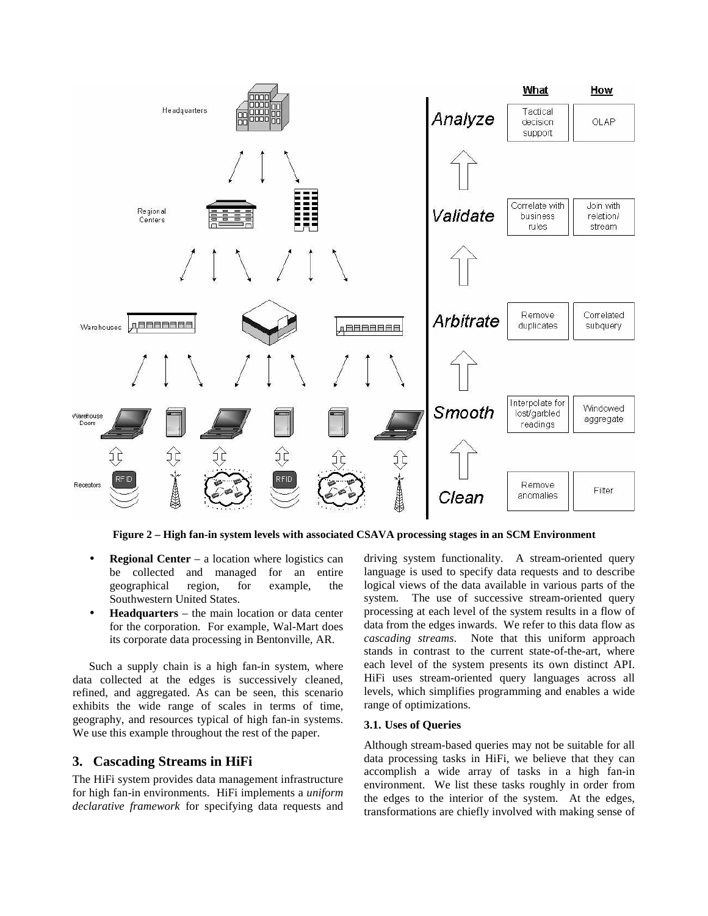**Figure 2 – High fan-in system levels with associated CSAVA processing stages in an SCM Environment**

- **Regional Center** – a location where logistics can be collected and managed for an entire geographical region, for example, the Southwestern United States.
- **Headquarters** – the main location or data center for the corporation. For example, Wal-Mart does its corporate data processing in Bentonville, AR.

Such a supply chain is a high fan-in system, where data collected at the edges is successively cleaned, refined, and aggregated. As can be seen, this scenario exhibits the wide range of scales in terms of time, geography, and resources typical of high fan-in systems. We use this example throughout the rest of the paper.

## 3. Cascading Streams in HiFi

The HiFi system provides data management infrastructure for high fan-in environments. HiFi implements a *uniform declarative framework* for specifying data requests and driving system functionality. A stream-oriented query language is used to specify data requests and to describe logical views of the data available in various parts of the system. The use of successive stream-oriented query processing at each level of the system results in a flow of data from the edges inwards. We refer to this data flow as *cascading streams*. Note that this uniform approach stands in contrast to the current state-of-the-art, where each level of the system presents its own distinct API. HiFi uses stream-oriented query languages across all levels, which simplifies programming and enables a wide range of optimizations.

### 3.1. Uses of Queries

Although stream-based queries may not be suitable for all data processing tasks in HiFi, we believe that they can accomplish a wide array of tasks in a high fan-in environment. We list these tasks roughly in order from the edges to the interior of the system. At the edges, transformations are chiefly involved with making sense of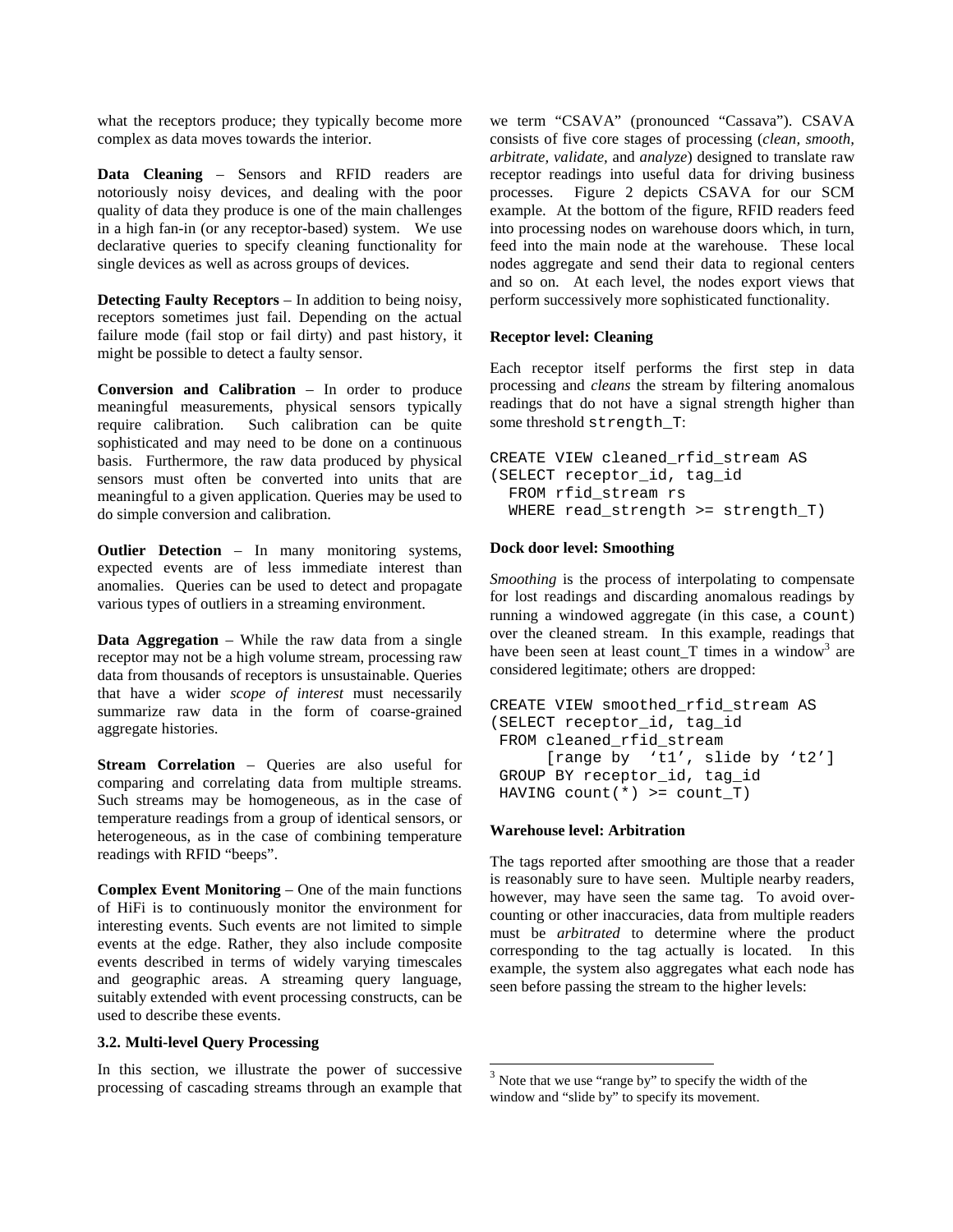what the receptors produce; they typically become more complex as data moves towards the interior.

**Data Cleaning** – Sensors and RFID readers are notoriously noisy devices, and dealing with the poor quality of data they produce is one of the main challenges in a high fan-in (or any receptor-based) system. We use declarative queries to specify cleaning functionality for single devices as well as across groups of devices.

**Detecting Faulty Receptors** – In addition to being noisy, receptors sometimes just fail. Depending on the actual failure mode (fail stop or fail dirty) and past history, it might be possible to detect a faulty sensor.

**Conversion and Calibration** – In order to produce meaningful measurements, physical sensors typically require calibration. Such calibration can be quite sophisticated and may need to be done on a continuous basis. Furthermore, the raw data produced by physical sensors must often be converted into units that are meaningful to a given application. Queries may be used to do simple conversion and calibration.

**Outlier Detection** – In many monitoring systems, expected events are of less immediate interest than anomalies. Queries can be used to detect and propagate various types of outliers in a streaming environment.

**Data Aggregation** – While the raw data from a single receptor may not be a high volume stream, processing raw data from thousands of receptors is unsustainable. Queries that have a wider *scope of interest* must necessarily summarize raw data in the form of coarse-grained aggregate histories.

**Stream Correlation** – Queries are also useful for comparing and correlating data from multiple streams. Such streams may be homogeneous, as in the case of temperature readings from a group of identical sensors, or heterogeneous, as in the case of combining temperature readings with RFID "beeps".

**Complex Event Monitoring** – One of the main functions of HiFi is to continuously monitor the environment for interesting events. Such events are not limited to simple events at the edge. Rather, they also include composite events described in terms of widely varying timescales and geographic areas. A streaming query language, suitably extended with event processing constructs, can be used to describe these events.

### 3.2. Multi-level Query Processing

In this section, we illustrate the power of successive processing of cascading streams through an example that we term "CSAVA" (pronounced "Cassava"). CSAVA consists of five core stages of processing (*clean, smooth, arbitrate, validate,* and *analyze*) designed to translate raw receptor readings into useful data for driving business processes. Figure 2 depicts CSAVA for our SCM example. At the bottom of the figure, RFID readers feed into processing nodes on warehouse doors which, in turn, feed into the main node at the warehouse. These local nodes aggregate and send their data to regional centers and so on. At each level, the nodes export views that perform successively more sophisticated functionality.

**Receptor level: Cleaning**

Each receptor itself performs the first step in data processing and *cleans* the stream by filtering anomalous readings that do not have a signal strength higher than some threshold `strength_T`:

```
CREATE VIEW cleaned_rfid_stream AS
(SELECT receptor_id, tag_id
  FROM rfid_stream rs
  WHERE read_strength >= strength_T)
```

**Dock door level: Smoothing**

*Smoothing* is the process of interpolating to compensate for lost readings and discarding anomalous readings by running a windowed aggregate (in this case, a `count`) over the cleaned stream. In this example, readings that have been seen at least count_T times in a window[3] are considered legitimate; others are dropped:

```
CREATE VIEW smoothed_rfid_stream AS
(SELECT receptor_id, tag_id
 FROM cleaned_rfid_stream
      [range by  't1', slide by 't2']
 GROUP BY receptor_id, tag_id
 HAVING count(*) >= count_T)
```

**Warehouse level: Arbitration**

The tags reported after smoothing are those that a reader is reasonably sure to have seen. Multiple nearby readers, however, may have seen the same tag. To avoid over-counting or other inaccuracies, data from multiple readers must be *arbitrated* to determine where the product corresponding to the tag actually is located. In this example, the system also aggregates what each node has seen before passing the stream to the higher levels:

[3] Note that we use "range by" to specify the width of the window and "slide by" to specify its movement.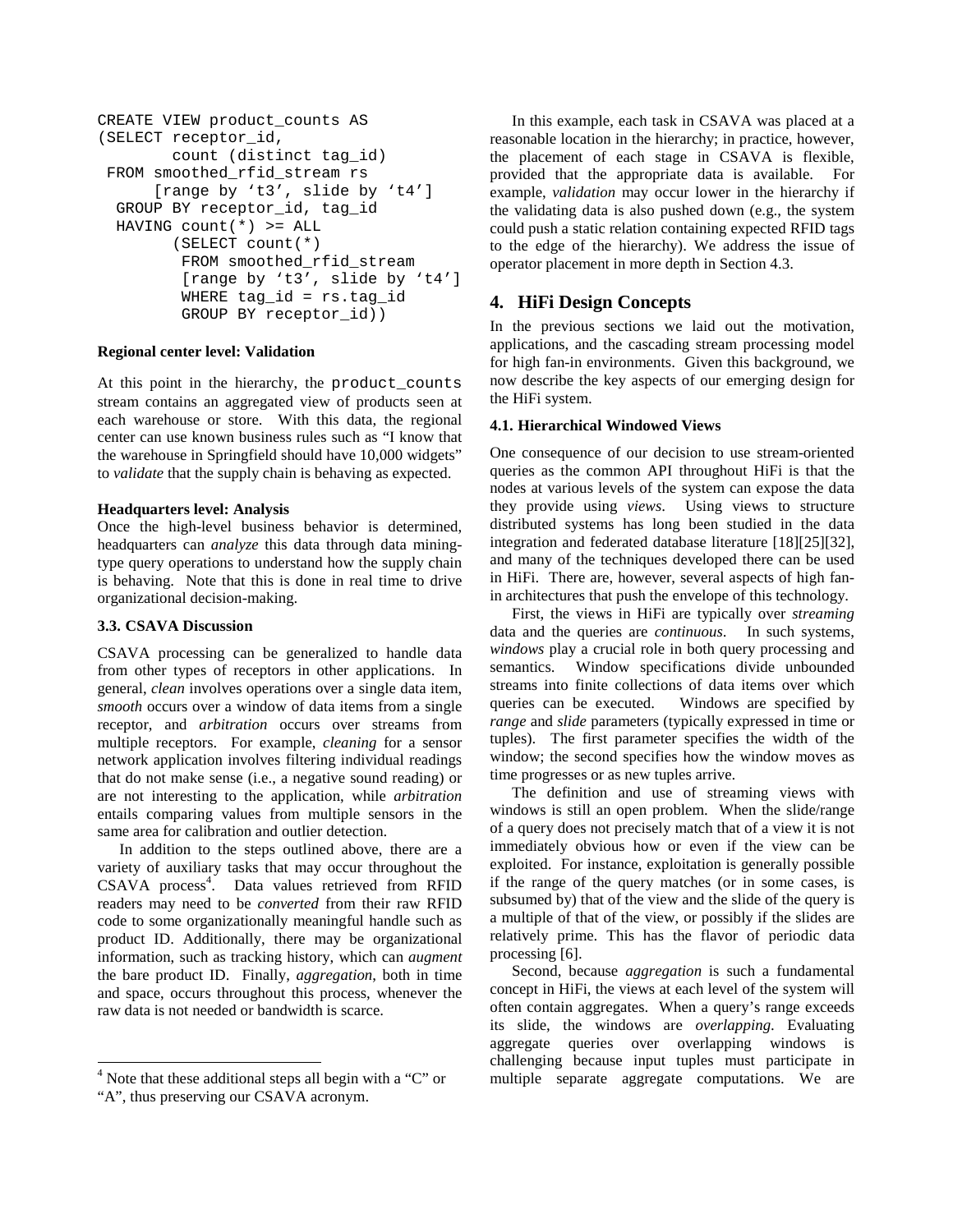```
CREATE VIEW product_counts AS
(SELECT receptor_id,
        count (distinct tag_id)
 FROM smoothed_rfid_stream rs
      [range by 't3', slide by 't4']
  GROUP BY receptor_id, tag_id
  HAVING count(*) >= ALL
        (SELECT count(*)
         FROM smoothed_rfid_stream
         [range by 't3', slide by 't4']
         WHERE tag_id = rs.tag_id
         GROUP BY receptor_id))
```

**Regional center level: Validation**

At this point in the hierarchy, the `product_counts` stream contains an aggregated view of products seen at each warehouse or store. With this data, the regional center can use known business rules such as "I know that the warehouse in Springfield should have 10,000 widgets" to *validate* that the supply chain is behaving as expected.

**Headquarters level: Analysis**

Once the high-level business behavior is determined, headquarters can *analyze* this data through data mining-type query operations to understand how the supply chain is behaving. Note that this is done in real time to drive organizational decision-making.

### 3.3. CSAVA Discussion

CSAVA processing can be generalized to handle data from other types of receptors in other applications. In general, *clean* involves operations over a single data item, *smooth* occurs over a window of data items from a single receptor, and *arbitration* occurs over streams from multiple receptors. For example, *cleaning* for a sensor network application involves filtering individual readings that do not make sense (i.e., a negative sound reading) or are not interesting to the application, while *arbitration* entails comparing values from multiple sensors in the same area for calibration and outlier detection.

In addition to the steps outlined above, there are a variety of auxiliary tasks that may occur throughout the CSAVA process[4]. Data values retrieved from RFID readers may need to be *converted* from their raw RFID code to some organizationally meaningful handle such as product ID. Additionally, there may be organizational information, such as tracking history, which can *augment* the bare product ID. Finally, *aggregation*, both in time and space, occurs throughout this process, whenever the raw data is not needed or bandwidth is scarce.

In this example, each task in CSAVA was placed at a reasonable location in the hierarchy; in practice, however, the placement of each stage in CSAVA is flexible, provided that the appropriate data is available. For example, *validation* may occur lower in the hierarchy if the validating data is also pushed down (e.g., the system could push a static relation containing expected RFID tags to the edge of the hierarchy). We address the issue of operator placement in more depth in Section 4.3.

## 4. HiFi Design Concepts

In the previous sections we laid out the motivation, applications, and the cascading stream processing model for high fan-in environments. Given this background, we now describe the key aspects of our emerging design for the HiFi system.

### 4.1. Hierarchical Windowed Views

One consequence of our decision to use stream-oriented queries as the common API throughout HiFi is that the nodes at various levels of the system can expose the data they provide using *views*. Using views to structure distributed systems has long been studied in the data integration and federated database literature [18][25][32], and many of the techniques developed there can be used in HiFi. There are, however, several aspects of high fan-in architectures that push the envelope of this technology.

First, the views in HiFi are typically over *streaming* data and the queries are *continuous*. In such systems, *windows* play a crucial role in both query processing and semantics. Window specifications divide unbounded streams into finite collections of data items over which queries can be executed. Windows are specified by *range* and *slide* parameters (typically expressed in time or tuples). The first parameter specifies the width of the window; the second specifies how the window moves as time progresses or as new tuples arrive.

The definition and use of streaming views with windows is still an open problem. When the slide/range of a query does not precisely match that of a view it is not immediately obvious how or even if the view can be exploited. For instance, exploitation is generally possible if the range of the query matches (or in some cases, is subsumed by) that of the view and the slide of the query is a multiple of that of the view, or possibly if the slides are relatively prime. This has the flavor of periodic data processing [6].

Second, because *aggregation* is such a fundamental concept in HiFi, the views at each level of the system will often contain aggregates. When a query's range exceeds its slide, the windows are *overlapping*. Evaluating aggregate queries over overlapping windows is challenging because input tuples must participate in multiple separate aggregate computations. We are

[4] Note that these additional steps all begin with a "C" or "A", thus preserving our CSAVA acronym.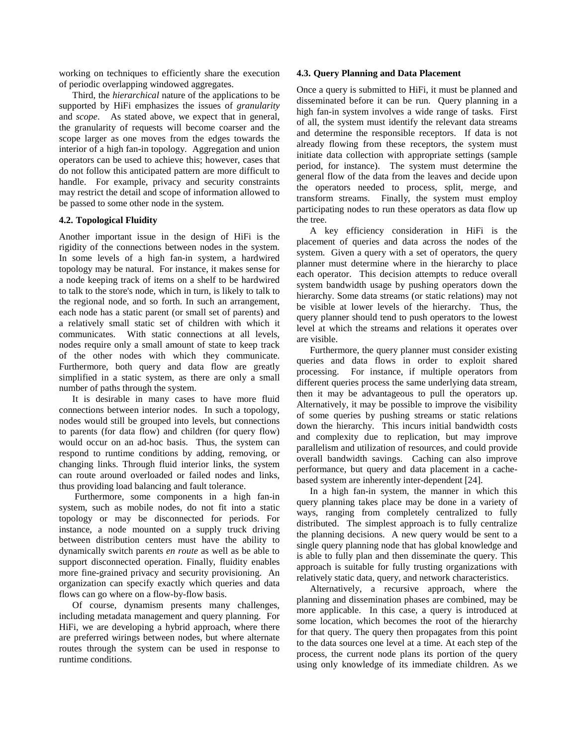working on techniques to efficiently share the execution of periodic overlapping windowed aggregates.

Third, the *hierarchical* nature of the applications to be supported by HiFi emphasizes the issues of *granularity* and *scope*. As stated above, we expect that in general, the granularity of requests will become coarser and the scope larger as one moves from the edges towards the interior of a high fan-in topology. Aggregation and union operators can be used to achieve this; however, cases that do not follow this anticipated pattern are more difficult to handle. For example, privacy and security constraints may restrict the detail and scope of information allowed to be passed to some other node in the system.

### 4.2. Topological Fluidity

Another important issue in the design of HiFi is the rigidity of the connections between nodes in the system. In some levels of a high fan-in system, a hardwired topology may be natural. For instance, it makes sense for a node keeping track of items on a shelf to be hardwired to talk to the store's node, which in turn, is likely to talk to the regional node, and so forth. In such an arrangement, each node has a static parent (or small set of parents) and a relatively small static set of children with which it communicates. With static connections at all levels, nodes require only a small amount of state to keep track of the other nodes with which they communicate. Furthermore, both query and data flow are greatly simplified in a static system, as there are only a small number of paths through the system.

It is desirable in many cases to have more fluid connections between interior nodes. In such a topology, nodes would still be grouped into levels, but connections to parents (for data flow) and children (for query flow) would occur on an ad-hoc basis. Thus, the system can respond to runtime conditions by adding, removing, or changing links. Through fluid interior links, the system can route around overloaded or failed nodes and links, thus providing load balancing and fault tolerance.

Furthermore, some components in a high fan-in system, such as mobile nodes, do not fit into a static topology or may be disconnected for periods. For instance, a node mounted on a supply truck driving between distribution centers must have the ability to dynamically switch parents *en route* as well as be able to support disconnected operation. Finally, fluidity enables more fine-grained privacy and security provisioning. An organization can specify exactly which queries and data flows can go where on a flow-by-flow basis.

Of course, dynamism presents many challenges, including metadata management and query planning. For HiFi, we are developing a hybrid approach, where there are preferred wirings between nodes, but where alternate routes through the system can be used in response to runtime conditions.

### 4.3. Query Planning and Data Placement

Once a query is submitted to HiFi, it must be planned and disseminated before it can be run. Query planning in a high fan-in system involves a wide range of tasks. First of all, the system must identify the relevant data streams and determine the responsible receptors. If data is not already flowing from these receptors, the system must initiate data collection with appropriate settings (sample period, for instance). The system must determine the general flow of the data from the leaves and decide upon the operators needed to process, split, merge, and transform streams. Finally, the system must employ participating nodes to run these operators as data flow up the tree.

A key efficiency consideration in HiFi is the placement of queries and data across the nodes of the system. Given a query with a set of operators, the query planner must determine where in the hierarchy to place each operator. This decision attempts to reduce overall system bandwidth usage by pushing operators down the hierarchy. Some data streams (or static relations) may not be visible at lower levels of the hierarchy. Thus, the query planner should tend to push operators to the lowest level at which the streams and relations it operates over are visible.

Furthermore, the query planner must consider existing queries and data flows in order to exploit shared processing. For instance, if multiple operators from different queries process the same underlying data stream, then it may be advantageous to pull the operators up. Alternatively, it may be possible to improve the visibility of some queries by pushing streams or static relations down the hierarchy. This incurs initial bandwidth costs and complexity due to replication, but may improve parallelism and utilization of resources, and could provide overall bandwidth savings. Caching can also improve performance, but query and data placement in a cache-based system are inherently inter-dependent [24].

In a high fan-in system, the manner in which this query planning takes place may be done in a variety of ways, ranging from completely centralized to fully distributed. The simplest approach is to fully centralize the planning decisions. A new query would be sent to a single query planning node that has global knowledge and is able to fully plan and then disseminate the query. This approach is suitable for fully trusting organizations with relatively static data, query, and network characteristics.

Alternatively, a recursive approach, where the planning and dissemination phases are combined, may be more applicable. In this case, a query is introduced at some location, which becomes the root of the hierarchy for that query. The query then propagates from this point to the data sources one level at a time. At each step of the process, the current node plans its portion of the query using only knowledge of its immediate children. As we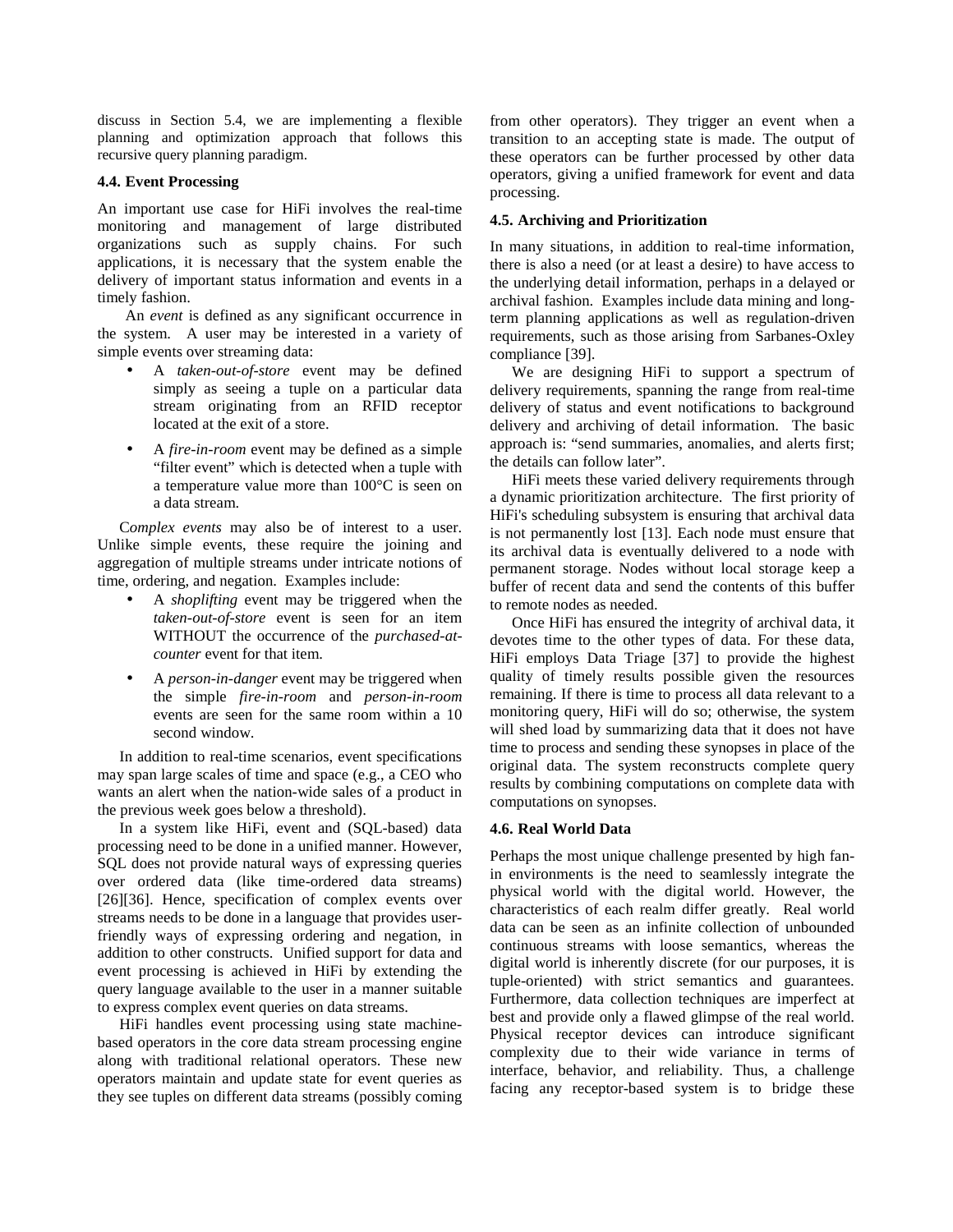discuss in Section 5.4, we are implementing a flexible planning and optimization approach that follows this recursive query planning paradigm.

### 4.4. Event Processing

An important use case for HiFi involves the real-time monitoring and management of large distributed organizations such as supply chains. For such applications, it is necessary that the system enable the delivery of important status information and events in a timely fashion.

An *event* is defined as any significant occurrence in the system. A user may be interested in a variety of simple events over streaming data:

- A *taken-out-of-store* event may be defined simply as seeing a tuple on a particular data stream originating from an RFID receptor located at the exit of a store.
- A *fire-in-room* event may be defined as a simple "filter event" which is detected when a tuple with a temperature value more than 100°C is seen on a data stream.

*Complex events* may also be of interest to a user. Unlike simple events, these require the joining and aggregation of multiple streams under intricate notions of time, ordering, and negation. Examples include:

- A *shoplifting* event may be triggered when the *taken-out-of-store* event is seen for an item WITHOUT the occurrence of the *purchased-at-counter* event for that item.
- A *person-in-danger* event may be triggered when the simple *fire-in-room* and *person-in-room* events are seen for the same room within a 10 second window.

In addition to real-time scenarios, event specifications may span large scales of time and space (e.g., a CEO who wants an alert when the nation-wide sales of a product in the previous week goes below a threshold).

In a system like HiFi, event and (SQL-based) data processing need to be done in a unified manner. However, SQL does not provide natural ways of expressing queries over ordered data (like time-ordered data streams) [26][36]. Hence, specification of complex events over streams needs to be done in a language that provides user-friendly ways of expressing ordering and negation, in addition to other constructs. Unified support for data and event processing is achieved in HiFi by extending the query language available to the user in a manner suitable to express complex event queries on data streams.

HiFi handles event processing using state machine-based operators in the core data stream processing engine along with traditional relational operators. These new operators maintain and update state for event queries as they see tuples on different data streams (possibly coming from other operators). They trigger an event when a transition to an accepting state is made. The output of these operators can be further processed by other data operators, giving a unified framework for event and data processing.

### 4.5. Archiving and Prioritization

In many situations, in addition to real-time information, there is also a need (or at least a desire) to have access to the underlying detail information, perhaps in a delayed or archival fashion. Examples include data mining and long-term planning applications as well as regulation-driven requirements, such as those arising from Sarbanes-Oxley compliance [39].

We are designing HiFi to support a spectrum of delivery requirements, spanning the range from real-time delivery of status and event notifications to background delivery and archiving of detail information. The basic approach is: "send summaries, anomalies, and alerts first; the details can follow later".

HiFi meets these varied delivery requirements through a dynamic prioritization architecture. The first priority of HiFi's scheduling subsystem is ensuring that archival data is not permanently lost [13]. Each node must ensure that its archival data is eventually delivered to a node with permanent storage. Nodes without local storage keep a buffer of recent data and send the contents of this buffer to remote nodes as needed.

Once HiFi has ensured the integrity of archival data, it devotes time to the other types of data. For these data, HiFi employs Data Triage [37] to provide the highest quality of timely results possible given the resources remaining. If there is time to process all data relevant to a monitoring query, HiFi will do so; otherwise, the system will shed load by summarizing data that it does not have time to process and sending these synopses in place of the original data. The system reconstructs complete query results by combining computations on complete data with computations on synopses.

### 4.6. Real World Data

Perhaps the most unique challenge presented by high fan-in environments is the need to seamlessly integrate the physical world with the digital world. However, the characteristics of each realm differ greatly. Real world data can be seen as an infinite collection of unbounded continuous streams with loose semantics, whereas the digital world is inherently discrete (for our purposes, it is tuple-oriented) with strict semantics and guarantees. Furthermore, data collection techniques are imperfect at best and provide only a flawed glimpse of the real world. Physical receptor devices can introduce significant complexity due to their wide variance in terms of interface, behavior, and reliability. Thus, a challenge facing any receptor-based system is to bridge these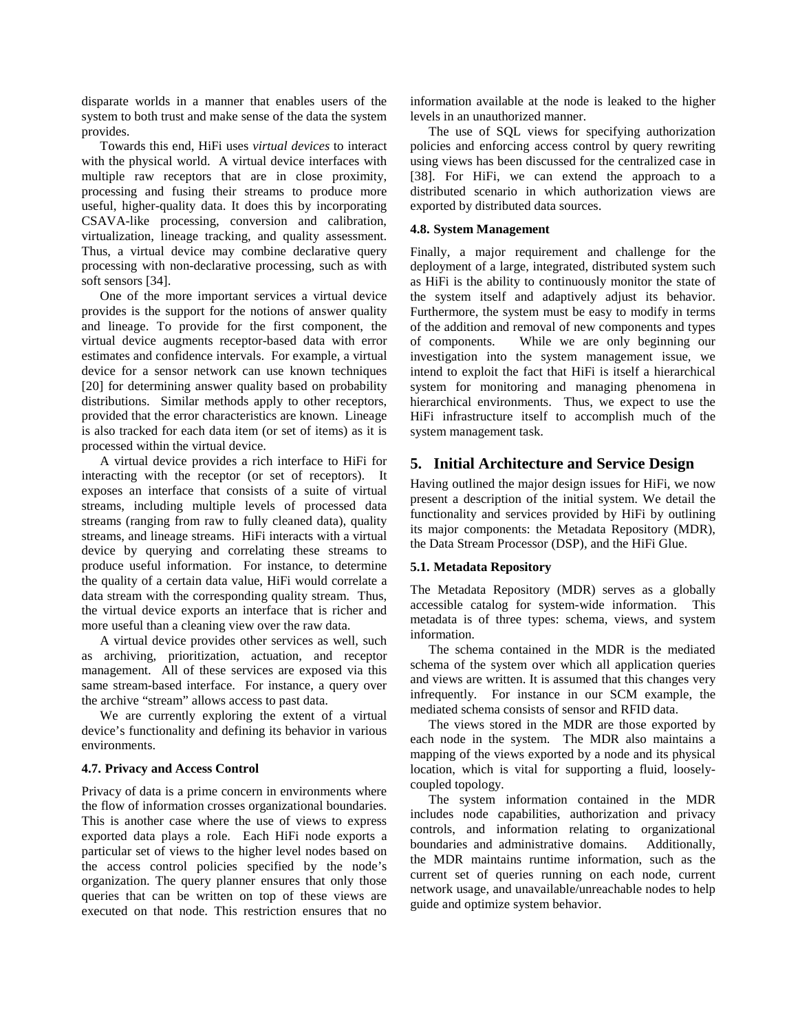disparate worlds in a manner that enables users of the system to both trust and make sense of the data the system provides.

Towards this end, HiFi uses *virtual devices* to interact with the physical world. A virtual device interfaces with multiple raw receptors that are in close proximity, processing and fusing their streams to produce more useful, higher-quality data. It does this by incorporating CSAVA-like processing, conversion and calibration, virtualization, lineage tracking, and quality assessment. Thus, a virtual device may combine declarative query processing with non-declarative processing, such as with soft sensors [34].

One of the more important services a virtual device provides is the support for the notions of answer quality and lineage. To provide for the first component, the virtual device augments receptor-based data with error estimates and confidence intervals. For example, a virtual device for a sensor network can use known techniques [20] for determining answer quality based on probability distributions. Similar methods apply to other receptors, provided that the error characteristics are known. Lineage is also tracked for each data item (or set of items) as it is processed within the virtual device.

A virtual device provides a rich interface to HiFi for interacting with the receptor (or set of receptors). It exposes an interface that consists of a suite of virtual streams, including multiple levels of processed data streams (ranging from raw to fully cleaned data), quality streams, and lineage streams. HiFi interacts with a virtual device by querying and correlating these streams to produce useful information. For instance, to determine the quality of a certain data value, HiFi would correlate a data stream with the corresponding quality stream. Thus, the virtual device exports an interface that is richer and more useful than a cleaning view over the raw data.

A virtual device provides other services as well, such as archiving, prioritization, actuation, and receptor management. All of these services are exposed via this same stream-based interface. For instance, a query over the archive "stream" allows access to past data.

We are currently exploring the extent of a virtual device's functionality and defining its behavior in various environments.

### 4.7. Privacy and Access Control

Privacy of data is a prime concern in environments where the flow of information crosses organizational boundaries. This is another case where the use of views to express exported data plays a role. Each HiFi node exports a particular set of views to the higher level nodes based on the access control policies specified by the node's organization. The query planner ensures that only those queries that can be written on top of these views are executed on that node. This restriction ensures that no information available at the node is leaked to the higher levels in an unauthorized manner.

The use of SQL views for specifying authorization policies and enforcing access control by query rewriting using views has been discussed for the centralized case in [38]. For HiFi, we can extend the approach to a distributed scenario in which authorization views are exported by distributed data sources.

### 4.8. System Management

Finally, a major requirement and challenge for the deployment of a large, integrated, distributed system such as HiFi is the ability to continuously monitor the state of the system itself and adaptively adjust its behavior. Furthermore, the system must be easy to modify in terms of the addition and removal of new components and types of components. While we are only beginning our investigation into the system management issue, we intend to exploit the fact that HiFi is itself a hierarchical system for monitoring and managing phenomena in hierarchical environments. Thus, we expect to use the HiFi infrastructure itself to accomplish much of the system management task.

## 5. Initial Architecture and Service Design

Having outlined the major design issues for HiFi, we now present a description of the initial system. We detail the functionality and services provided by HiFi by outlining its major components: the Metadata Repository (MDR), the Data Stream Processor (DSP), and the HiFi Glue.

### 5.1. Metadata Repository

The Metadata Repository (MDR) serves as a globally accessible catalog for system-wide information. This metadata is of three types: schema, views, and system information.

The schema contained in the MDR is the mediated schema of the system over which all application queries and views are written. It is assumed that this changes very infrequently. For instance in our SCM example, the mediated schema consists of sensor and RFID data.

The views stored in the MDR are those exported by each node in the system. The MDR also maintains a mapping of the views exported by a node and its physical location, which is vital for supporting a fluid, loosely-coupled topology.

The system information contained in the MDR includes node capabilities, authorization and privacy controls, and information relating to organizational boundaries and administrative domains. Additionally, the MDR maintains runtime information, such as the current set of queries running on each node, current network usage, and unavailable/unreachable nodes to help guide and optimize system behavior.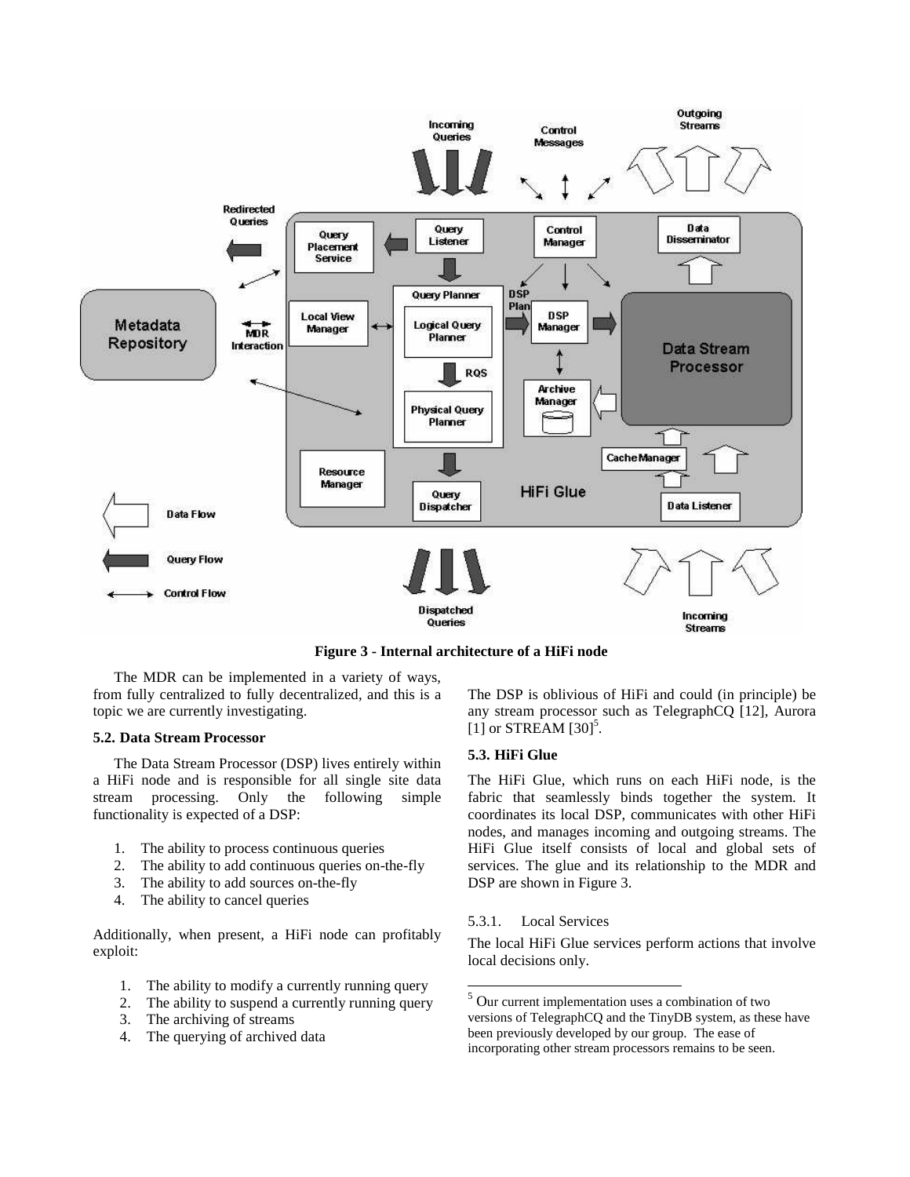**Figure 3 - Internal architecture of a HiFi node**

The MDR can be implemented in a variety of ways, from fully centralized to fully decentralized, and this is a topic we are currently investigating.

#### 5.2. Data Stream Processor

The Data Stream Processor (DSP) lives entirely within a HiFi node and is responsible for all single site data stream processing. Only the following simple functionality is expected of a DSP:

1. The ability to process continuous queries
2. The ability to add continuous queries on-the-fly
3. The ability to add sources on-the-fly
4. The ability to cancel queries

Additionally, when present, a HiFi node can profitably exploit:

1. The ability to modify a currently running query
2. The ability to suspend a currently running query
3. The archiving of streams
4. The querying of archived data

The DSP is oblivious of HiFi and could (in principle) be any stream processor such as TelegraphCQ [12], Aurora [1] or STREAM [30][5].

#### 5.3. HiFi Glue

The HiFi Glue, which runs on each HiFi node, is the fabric that seamlessly binds together the system. It coordinates its local DSP, communicates with other HiFi nodes, and manages incoming and outgoing streams. The HiFi Glue itself consists of local and global sets of services. The glue and its relationship to the MDR and DSP are shown in Figure 3.

##### 5.3.1. Local Services

The local HiFi Glue services perform actions that involve local decisions only.

[5] Our current implementation uses a combination of two versions of TelegraphCQ and the TinyDB system, as these have been previously developed by our group. The ease of incorporating other stream processors remains to be seen.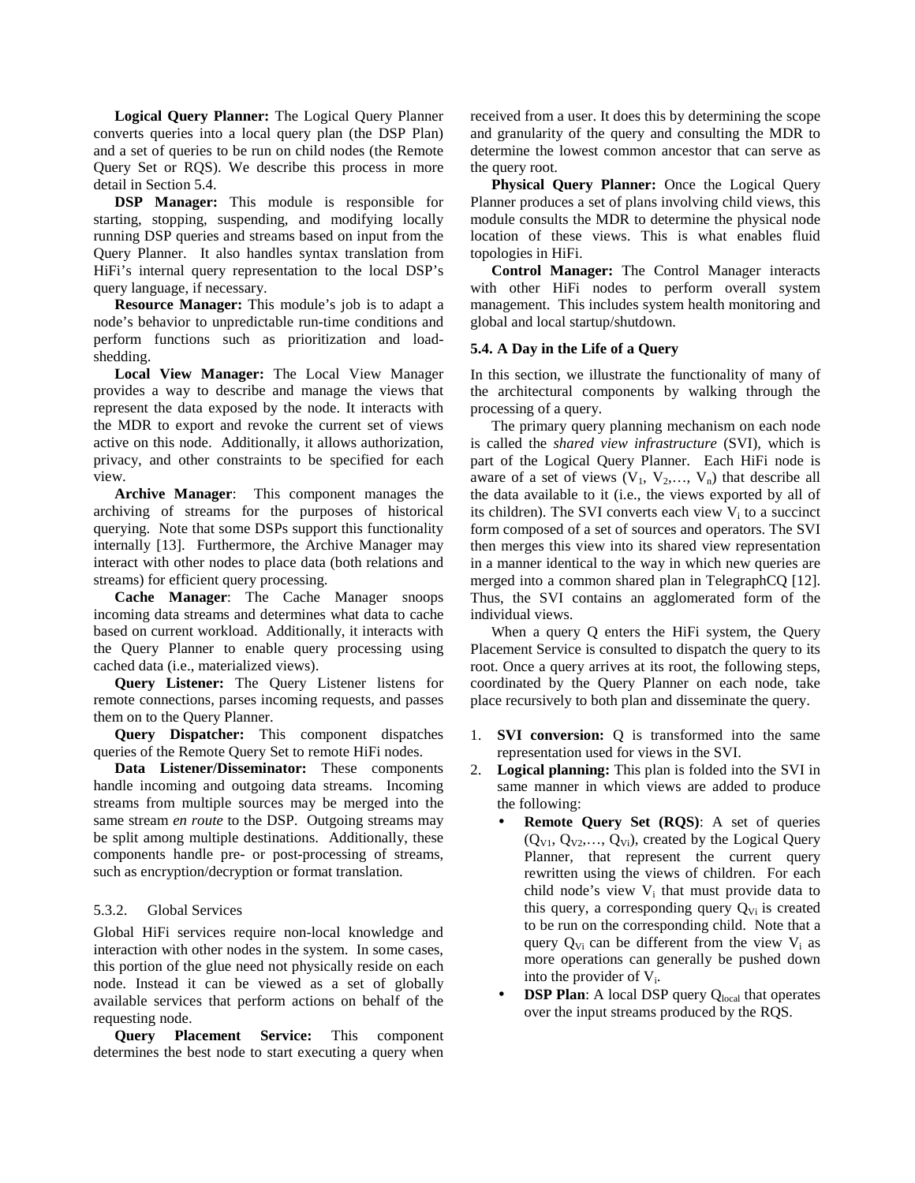**Logical Query Planner:** The Logical Query Planner converts queries into a local query plan (the DSP Plan) and a set of queries to be run on child nodes (the Remote Query Set or RQS). We describe this process in more detail in Section 5.4.

**DSP Manager:** This module is responsible for starting, stopping, suspending, and modifying locally running DSP queries and streams based on input from the Query Planner. It also handles syntax translation from HiFi's internal query representation to the local DSP's query language, if necessary.

**Resource Manager:** This module's job is to adapt a node's behavior to unpredictable run-time conditions and perform functions such as prioritization and load-shedding.

**Local View Manager:** The Local View Manager provides a way to describe and manage the views that represent the data exposed by the node. It interacts with the MDR to export and revoke the current set of views active on this node. Additionally, it allows authorization, privacy, and other constraints to be specified for each view.

**Archive Manager**: This component manages the archiving of streams for the purposes of historical querying. Note that some DSPs support this functionality internally [13]. Furthermore, the Archive Manager may interact with other nodes to place data (both relations and streams) for efficient query processing.

**Cache Manager**: The Cache Manager snoops incoming data streams and determines what data to cache based on current workload. Additionally, it interacts with the Query Planner to enable query processing using cached data (i.e., materialized views).

**Query Listener:** The Query Listener listens for remote connections, parses incoming requests, and passes them on to the Query Planner.

**Query Dispatcher:** This component dispatches queries of the Remote Query Set to remote HiFi nodes.

**Data Listener/Disseminator:** These components handle incoming and outgoing data streams. Incoming streams from multiple sources may be merged into the same stream *en route* to the DSP. Outgoing streams may be split among multiple destinations. Additionally, these components handle pre- or post-processing of streams, such as encryption/decryption or format translation.

#### 5.3.2. Global Services

Global HiFi services require non-local knowledge and interaction with other nodes in the system. In some cases, this portion of the glue need not physically reside on each node. Instead it can be viewed as a set of globally available services that perform actions on behalf of the requesting node.

**Query Placement Service:** This component determines the best node to start executing a query when received from a user. It does this by determining the scope and granularity of the query and consulting the MDR to determine the lowest common ancestor that can serve as the query root.

**Physical Query Planner:** Once the Logical Query Planner produces a set of plans involving child views, this module consults the MDR to determine the physical node location of these views. This is what enables fluid topologies in HiFi.

**Control Manager:** The Control Manager interacts with other HiFi nodes to perform overall system management. This includes system health monitoring and global and local startup/shutdown.

### 5.4. A Day in the Life of a Query

In this section, we illustrate the functionality of many of the architectural components by walking through the processing of a query.

The primary query planning mechanism on each node is called the *shared view infrastructure* (SVI), which is part of the Logical Query Planner. Each HiFi node is aware of a set of views ($V_1$, $V_2$,…, $V_n$) that describe all the data available to it (i.e., the views exported by all of its children). The SVI converts each view $V_i$ to a succinct form composed of a set of sources and operators. The SVI then merges this view into its shared view representation in a manner identical to the way in which new queries are merged into a common shared plan in TelegraphCQ [12]. Thus, the SVI contains an agglomerated form of the individual views.

When a query Q enters the HiFi system, the Query Placement Service is consulted to dispatch the query to its root. Once a query arrives at its root, the following steps, coordinated by the Query Planner on each node, take place recursively to both plan and disseminate the query.

1. **SVI conversion:** Q is transformed into the same representation used for views in the SVI.
2. **Logical planning:** This plan is folded into the SVI in same manner in which views are added to produce the following:
   - **Remote Query Set (RQS)**: A set of queries ($Q_{V1}$, $Q_{V2}$,…, $Q_{Vi}$), created by the Logical Query Planner, that represent the current query rewritten using the views of children. For each child node's view $V_i$ that must provide data to this query, a corresponding query $Q_{Vi}$ is created to be run on the corresponding child. Note that a query $Q_{Vi}$ can be different from the view $V_i$ as more operations can generally be pushed down into the provider of $V_i$.
   - **DSP Plan**: A local DSP query $Q_{local}$ that operates over the input streams produced by the RQS.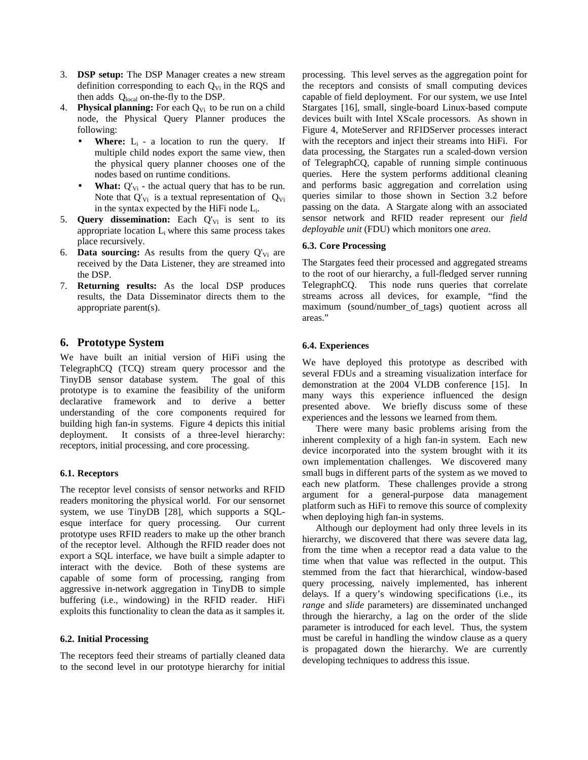3. **DSP setup:** The DSP Manager creates a new stream definition corresponding to each $Q_{Vi}$ in the RQS and then adds $Q_{local}$ on-the-fly to the DSP.
4. **Physical planning:** For each $Q_{Vi}$ to be run on a child node, the Physical Query Planner produces the following:
   - **Where:** $L_i$ - a location to run the query. If multiple child nodes export the same view, then the physical query planner chooses one of the nodes based on runtime conditions.
   - **What:** $Q'_{Vi}$ - the actual query that has to be run. Note that $Q'_{Vi}$ is a textual representation of $Q_{Vi}$ in the syntax expected by the HiFi node $L_i$.
5. **Query dissemination:** Each $Q'_{Vi}$ is sent to its appropriate location $L_i$ where this same process takes place recursively.
6. **Data sourcing:** As results from the query $Q'_{Vi}$ are received by the Data Listener, they are streamed into the DSP.
7. **Returning results:** As the local DSP produces results, the Data Disseminator directs them to the appropriate parent(s).

## 6. Prototype System

We have built an initial version of HiFi using the TelegraphCQ (TCQ) stream query processor and the TinyDB sensor database system. The goal of this prototype is to examine the feasibility of the uniform declarative framework and to derive a better understanding of the core components required for building high fan-in systems. Figure 4 depicts this initial deployment. It consists of a three-level hierarchy: receptors, initial processing, and core processing.

### 6.1. Receptors

The receptor level consists of sensor networks and RFID readers monitoring the physical world. For our sensornet system, we use TinyDB [28], which supports a SQL-esque interface for query processing. Our current prototype uses RFID readers to make up the other branch of the receptor level. Although the RFID reader does not export a SQL interface, we have built a simple adapter to interact with the device. Both of these systems are capable of some form of processing, ranging from aggressive in-network aggregation in TinyDB to simple buffering (i.e., windowing) in the RFID reader. HiFi exploits this functionality to clean the data as it samples it.

### 6.2. Initial Processing

The receptors feed their streams of partially cleaned data to the second level in our prototype hierarchy for initial processing. This level serves as the aggregation point for the receptors and consists of small computing devices capable of field deployment. For our system, we use Intel Stargates [16], small, single-board Linux-based compute devices built with Intel XScale processors. As shown in Figure 4, MoteServer and RFIDServer processes interact with the receptors and inject their streams into HiFi. For data processing, the Stargates run a scaled-down version of TelegraphCQ, capable of running simple continuous queries. Here the system performs additional cleaning and performs basic aggregation and correlation using queries similar to those shown in Section 3.2 before passing on the data. A Stargate along with an associated sensor network and RFID reader represent our *field deployable unit* (FDU) which monitors one *area*.

### 6.3. Core Processing

The Stargates feed their processed and aggregated streams to the root of our hierarchy, a full-fledged server running TelegraphCQ. This node runs queries that correlate streams across all devices, for example, "find the maximum (sound/number_of_tags) quotient across all areas."

### 6.4. Experiences

We have deployed this prototype as described with several FDUs and a streaming visualization interface for demonstration at the 2004 VLDB conference [15]. In many ways this experience influenced the design presented above. We briefly discuss some of these experiences and the lessons we learned from them.

There were many basic problems arising from the inherent complexity of a high fan-in system. Each new device incorporated into the system brought with it its own implementation challenges. We discovered many small bugs in different parts of the system as we moved to each new platform. These challenges provide a strong argument for a general-purpose data management platform such as HiFi to remove this source of complexity when deploying high fan-in systems.

Although our deployment had only three levels in its hierarchy, we discovered that there was severe data lag, from the time when a receptor read a data value to the time when that value was reflected in the output. This stemmed from the fact that hierarchical, window-based query processing, naively implemented, has inherent delays. If a query's windowing specifications (i.e., its *range* and *slide* parameters) are disseminated unchanged through the hierarchy, a lag on the order of the slide parameter is introduced for each level. Thus, the system must be careful in handling the window clause as a query is propagated down the hierarchy. We are currently developing techniques to address this issue.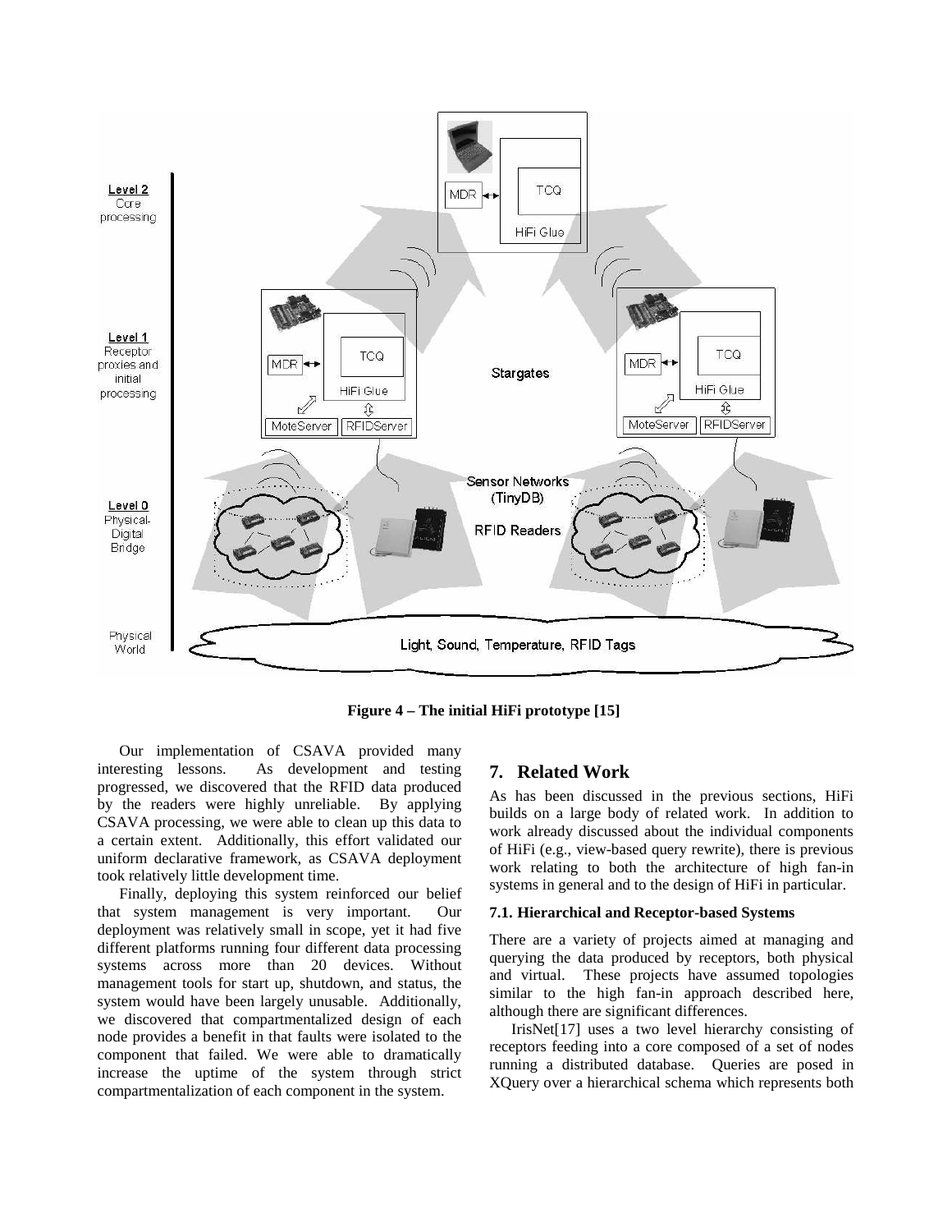**Figure 4 – The initial HiFi prototype [15]**

Our implementation of CSAVA provided many interesting lessons. As development and testing progressed, we discovered that the RFID data produced by the readers were highly unreliable. By applying CSAVA processing, we were able to clean up this data to a certain extent. Additionally, this effort validated our uniform declarative framework, as CSAVA deployment took relatively little development time.

Finally, deploying this system reinforced our belief that system management is very important. Our deployment was relatively small in scope, yet it had five different platforms running four different data processing systems across more than 20 devices. Without management tools for start up, shutdown, and status, the system would have been largely unusable. Additionally, we discovered that compartmentalized design of each node provides a benefit in that faults were isolated to the component that failed. We were able to dramatically increase the uptime of the system through strict compartmentalization of each component in the system.

## 7. Related Work

As has been discussed in the previous sections, HiFi builds on a large body of related work. In addition to work already discussed about the individual components of HiFi (e.g., view-based query rewrite), there is previous work relating to both the architecture of high fan-in systems in general and to the design of HiFi in particular.

### 7.1. Hierarchical and Receptor-based Systems

There are a variety of projects aimed at managing and querying the data produced by receptors, both physical and virtual. These projects have assumed topologies similar to the high fan-in approach described here, although there are significant differences.

IrisNet[17] uses a two level hierarchy consisting of receptors feeding into a core composed of a set of nodes running a distributed database. Queries are posed in XQuery over a hierarchical schema which represents both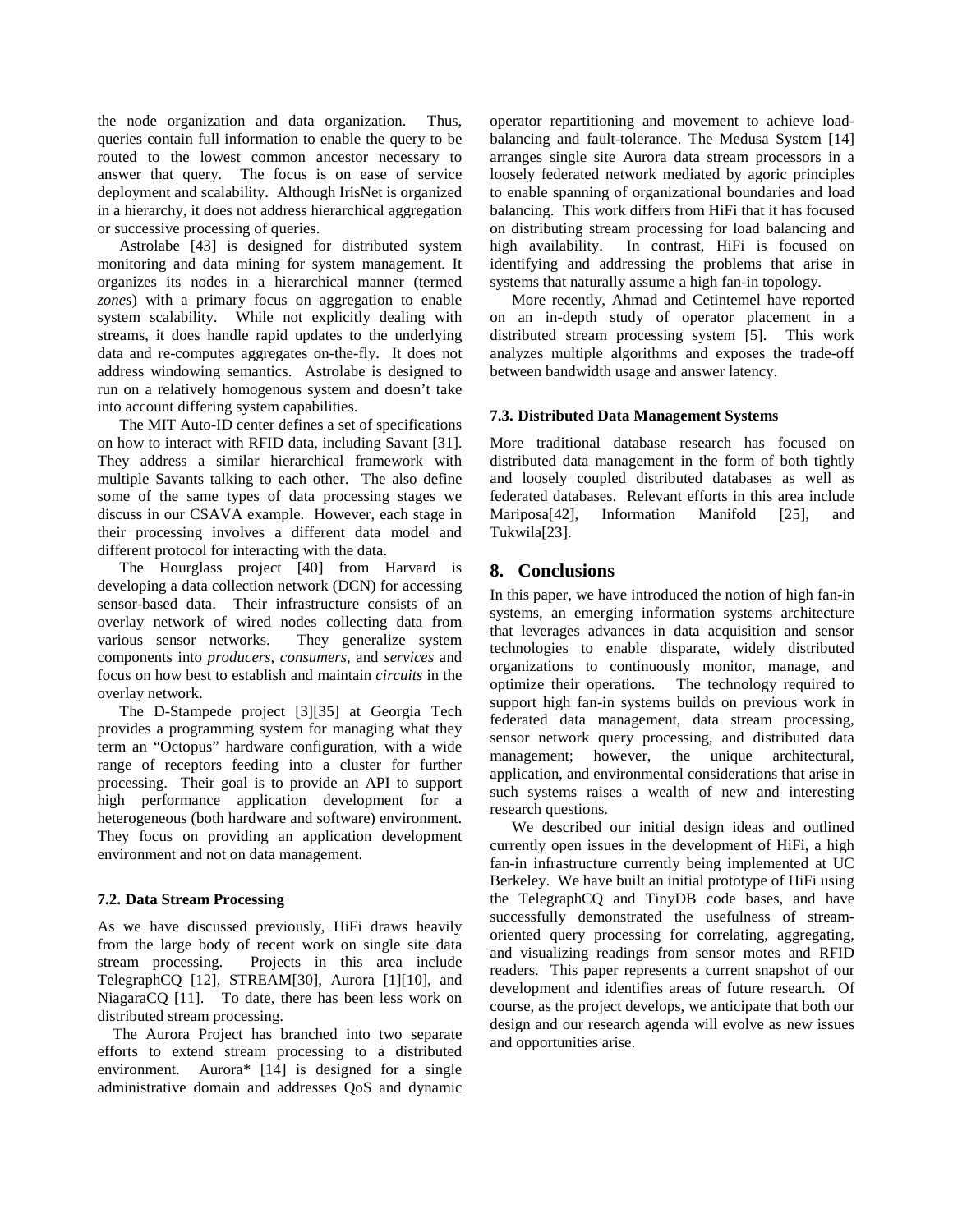the node organization and data organization. Thus, queries contain full information to enable the query to be routed to the lowest common ancestor necessary to answer that query. The focus is on ease of service deployment and scalability. Although IrisNet is organized in a hierarchy, it does not address hierarchical aggregation or successive processing of queries.

Astrolabe [43] is designed for distributed system monitoring and data mining for system management. It organizes its nodes in a hierarchical manner (termed *zones*) with a primary focus on aggregation to enable system scalability. While not explicitly dealing with streams, it does handle rapid updates to the underlying data and re-computes aggregates on-the-fly. It does not address windowing semantics. Astrolabe is designed to run on a relatively homogenous system and doesn't take into account differing system capabilities.

The MIT Auto-ID center defines a set of specifications on how to interact with RFID data, including Savant [31]. They address a similar hierarchical framework with multiple Savants talking to each other. The also define some of the same types of data processing stages we discuss in our CSAVA example. However, each stage in their processing involves a different data model and different protocol for interacting with the data.

The Hourglass project [40] from Harvard is developing a data collection network (DCN) for accessing sensor-based data. Their infrastructure consists of an overlay network of wired nodes collecting data from various sensor networks. They generalize system components into *producers, consumers,* and *services* and focus on how best to establish and maintain *circuits* in the overlay network.

The D-Stampede project [3][35] at Georgia Tech provides a programming system for managing what they term an "Octopus" hardware configuration, with a wide range of receptors feeding into a cluster for further processing. Their goal is to provide an API to support high performance application development for a heterogeneous (both hardware and software) environment. They focus on providing an application development environment and not on data management.

### 7.2. Data Stream Processing

As we have discussed previously, HiFi draws heavily from the large body of recent work on single site data stream processing. Projects in this area include TelegraphCQ [12], STREAM[30], Aurora [1][10], and NiagaraCQ [11]. To date, there has been less work on distributed stream processing.

The Aurora Project has branched into two separate efforts to extend stream processing to a distributed environment. Aurora* [14] is designed for a single administrative domain and addresses QoS and dynamic operator repartitioning and movement to achieve load-balancing and fault-tolerance. The Medusa System [14] arranges single site Aurora data stream processors in a loosely federated network mediated by agoric principles to enable spanning of organizational boundaries and load balancing. This work differs from HiFi that it has focused on distributing stream processing for load balancing and high availability. In contrast, HiFi is focused on identifying and addressing the problems that arise in systems that naturally assume a high fan-in topology.

More recently, Ahmad and Cetintemel have reported on an in-depth study of operator placement in a distributed stream processing system [5]. This work analyzes multiple algorithms and exposes the trade-off between bandwidth usage and answer latency.

### 7.3. Distributed Data Management Systems

More traditional database research has focused on distributed data management in the form of both tightly and loosely coupled distributed databases as well as federated databases. Relevant efforts in this area include Mariposa[42], Information Manifold [25], and Tukwila[23].

## 8. Conclusions

In this paper, we have introduced the notion of high fan-in systems, an emerging information systems architecture that leverages advances in data acquisition and sensor technologies to enable disparate, widely distributed organizations to continuously monitor, manage, and optimize their operations. The technology required to support high fan-in systems builds on previous work in federated data management, data stream processing, sensor network query processing, and distributed data management; however, the unique architectural, application, and environmental considerations that arise in such systems raises a wealth of new and interesting research questions.

We described our initial design ideas and outlined currently open issues in the development of HiFi, a high fan-in infrastructure currently being implemented at UC Berkeley. We have built an initial prototype of HiFi using the TelegraphCQ and TinyDB code bases, and have successfully demonstrated the usefulness of stream-oriented query processing for correlating, aggregating, and visualizing readings from sensor motes and RFID readers. This paper represents a current snapshot of our development and identifies areas of future research. Of course, as the project develops, we anticipate that both our design and our research agenda will evolve as new issues and opportunities arise.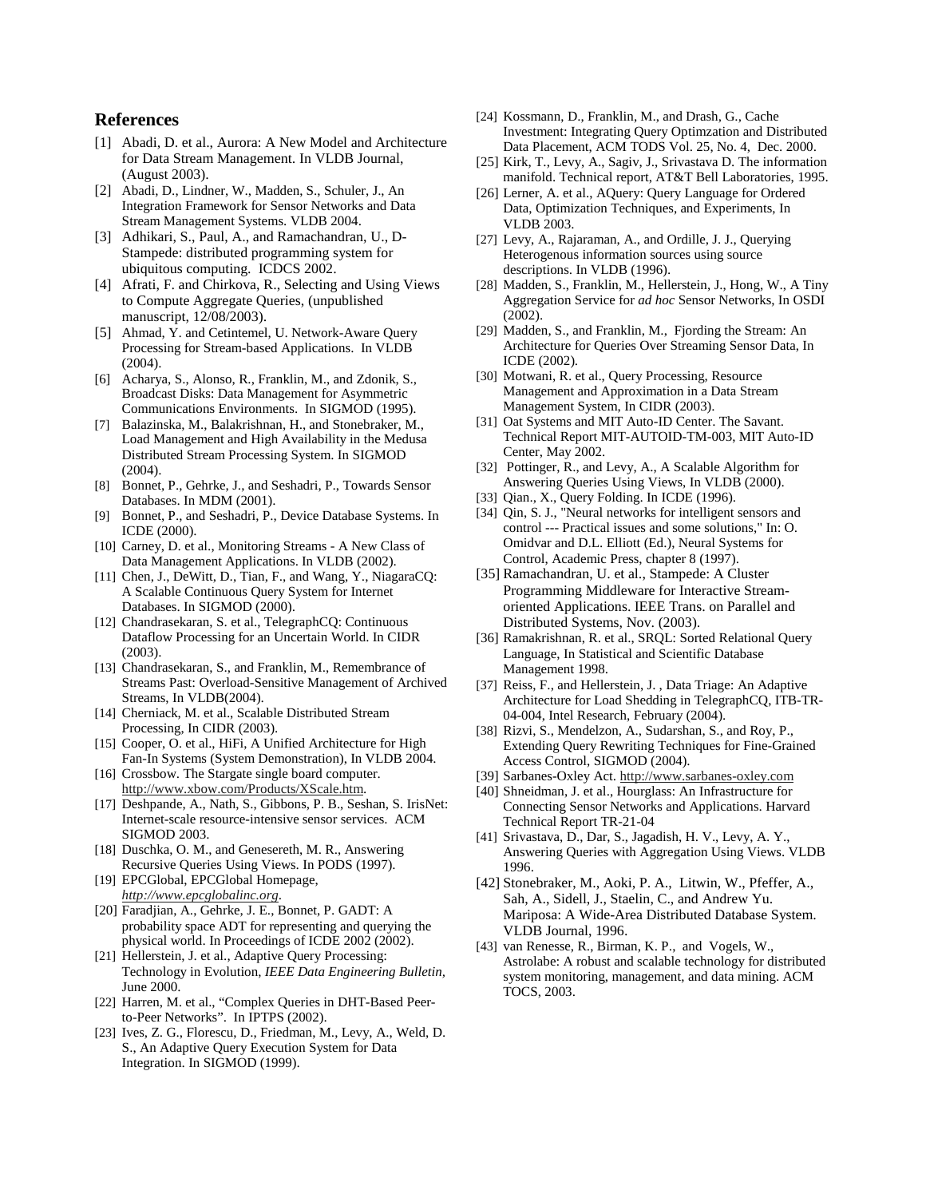## References

[1] Abadi, D. et al., Aurora: A New Model and Architecture for Data Stream Management. In VLDB Journal, (August 2003).

[2] Abadi, D., Lindner, W., Madden, S., Schuler, J., An Integration Framework for Sensor Networks and Data Stream Management Systems. VLDB 2004.

[3] Adhikari, S., Paul, A., and Ramachandran, U., D-Stampede: distributed programming system for ubiquitous computing. ICDCS 2002.

[4] Afrati, F. and Chirkova, R., Selecting and Using Views to Compute Aggregate Queries, (unpublished manuscript, 12/08/2003).

[5] Ahmad, Y. and Cetintemel, U. Network-Aware Query Processing for Stream-based Applications. In VLDB (2004).

[6] Acharya, S., Alonso, R., Franklin, M., and Zdonik, S., Broadcast Disks: Data Management for Asymmetric Communications Environments. In SIGMOD (1995).

[7] Balazinska, M., Balakrishnan, H., and Stonebraker, M., Load Management and High Availability in the Medusa Distributed Stream Processing System. In SIGMOD (2004).

[8] Bonnet, P., Gehrke, J., and Seshadri, P., Towards Sensor Databases. In MDM (2001).

[9] Bonnet, P., and Seshadri, P., Device Database Systems. In ICDE (2000).

[10] Carney, D. et al., Monitoring Streams - A New Class of Data Management Applications. In VLDB (2002).

[11] Chen, J., DeWitt, D., Tian, F., and Wang, Y., NiagaraCQ: A Scalable Continuous Query System for Internet Databases. In SIGMOD (2000).

[12] Chandrasekaran, S. et al., TelegraphCQ: Continuous Dataflow Processing for an Uncertain World. In CIDR (2003).

[13] Chandrasekaran, S., and Franklin, M., Remembrance of Streams Past: Overload-Sensitive Management of Archived Streams, In VLDB(2004).

[14] Cherniack, M. et al., Scalable Distributed Stream Processing, In CIDR (2003).

[15] Cooper, O. et al., HiFi, A Unified Architecture for High Fan-In Systems (System Demonstration), In VLDB 2004.

[16] Crossbow. The Stargate single board computer. http://www.xbow.com/Products/XScale.htm.

[17] Deshpande, A., Nath, S., Gibbons, P. B., Seshan, S. IrisNet: Internet-scale resource-intensive sensor services. ACM SIGMOD 2003.

[18] Duschka, O. M., and Genesereth, M. R., Answering Recursive Queries Using Views. In PODS (1997).

[19] EPCGlobal, EPCGlobal Homepage, *http://www.epcglobalinc.org*.

[20] Faradjian, A., Gehrke, J. E., Bonnet, P. GADT: A probability space ADT for representing and querying the physical world. In Proceedings of ICDE 2002 (2002).

[21] Hellerstein, J. et al., Adaptive Query Processing: Technology in Evolution, *IEEE Data Engineering Bulletin*, June 2000.

[22] Harren, M. et al., "Complex Queries in DHT-Based Peer-to-Peer Networks". In IPTPS (2002).

[23] Ives, Z. G., Florescu, D., Friedman, M., Levy, A., Weld, D. S., An Adaptive Query Execution System for Data Integration. In SIGMOD (1999).

[24] Kossmann, D., Franklin, M., and Drash, G., Cache Investment: Integrating Query Optimzation and Distributed Data Placement, ACM TODS Vol. 25, No. 4, Dec. 2000.

[25] Kirk, T., Levy, A., Sagiv, J., Srivastava D. The information manifold. Technical report, AT&T Bell Laboratories, 1995.

[26] Lerner, A. et al., AQuery: Query Language for Ordered Data, Optimization Techniques, and Experiments, In VLDB 2003.

[27] Levy, A., Rajaraman, A., and Ordille, J. J., Querying Heterogenous information sources using source descriptions. In VLDB (1996).

[28] Madden, S., Franklin, M., Hellerstein, J., Hong, W., A Tiny Aggregation Service for *ad hoc* Sensor Networks, In OSDI (2002).

[29] Madden, S., and Franklin, M., Fjording the Stream: An Architecture for Queries Over Streaming Sensor Data, In ICDE (2002).

[30] Motwani, R. et al., Query Processing, Resource Management and Approximation in a Data Stream Management System, In CIDR (2003).

[31] Oat Systems and MIT Auto-ID Center. The Savant. Technical Report MIT-AUTOID-TM-003, MIT Auto-ID Center, May 2002.

[32] Pottinger, R., and Levy, A., A Scalable Algorithm for Answering Queries Using Views, In VLDB (2000).

[33] Qian., X., Query Folding. In ICDE (1996).

[34] Qin, S. J., "Neural networks for intelligent sensors and control --- Practical issues and some solutions," In: O. Omidvar and D.L. Elliott (Ed.), Neural Systems for Control, Academic Press, chapter 8 (1997).

[35] Ramachandran, U. et al., Stampede: A Cluster Programming Middleware for Interactive Stream-oriented Applications. IEEE Trans. on Parallel and Distributed Systems, Nov. (2003).

[36] Ramakrishnan, R. et al., SRQL: Sorted Relational Query Language, In Statistical and Scientific Database Management 1998.

[37] Reiss, F., and Hellerstein, J. , Data Triage: An Adaptive Architecture for Load Shedding in TelegraphCQ, ITB-TR-04-004, Intel Research, February (2004).

[38] Rizvi, S., Mendelzon, A., Sudarshan, S., and Roy, P., Extending Query Rewriting Techniques for Fine-Grained Access Control, SIGMOD (2004).

[39] Sarbanes-Oxley Act. http://www.sarbanes-oxley.com

[40] Shneidman, J. et al., Hourglass: An Infrastructure for Connecting Sensor Networks and Applications. Harvard Technical Report TR-21-04

[41] Srivastava, D., Dar, S., Jagadish, H. V., Levy, A. Y., Answering Queries with Aggregation Using Views. VLDB 1996.

[42] Stonebraker, M., Aoki, P. A., Litwin, W., Pfeffer, A., Sah, A., Sidell, J., Staelin, C., and Andrew Yu. Mariposa: A Wide-Area Distributed Database System. VLDB Journal, 1996.

[43] van Renesse, R., Birman, K. P., and Vogels, W., Astrolabe: A robust and scalable technology for distributed system monitoring, management, and data mining. ACM TOCS, 2003.